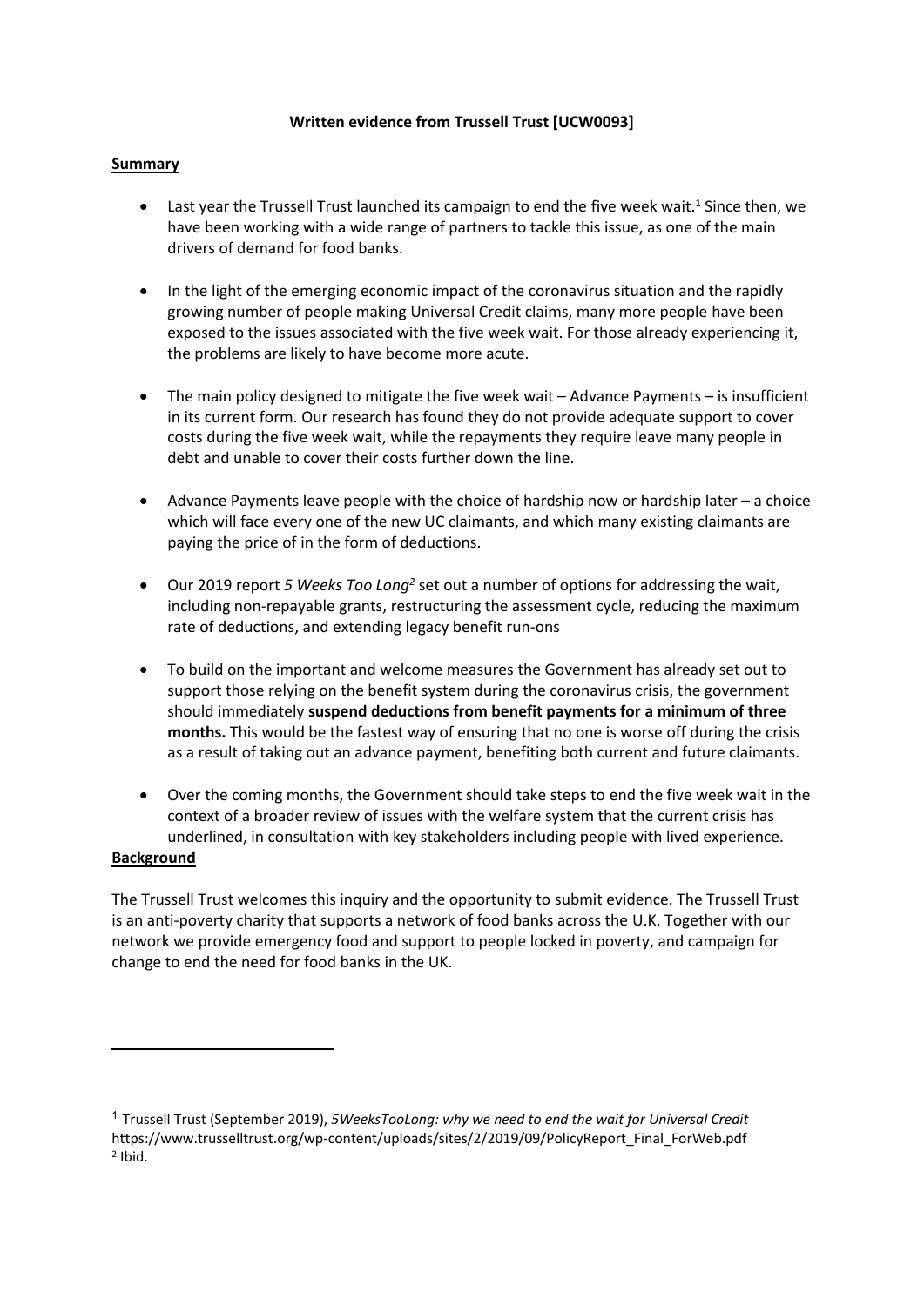**Written evidence from Trussell Trust [UCW0093]**

**Summary**

- Last year the Trussell Trust launched its campaign to end the five week wait.[1] Since then, we have been working with a wide range of partners to tackle this issue, as one of the main drivers of demand for food banks.

- In the light of the emerging economic impact of the coronavirus situation and the rapidly growing number of people making Universal Credit claims, many more people have been exposed to the issues associated with the five week wait. For those already experiencing it, the problems are likely to have become more acute.

- The main policy designed to mitigate the five week wait – Advance Payments – is insufficient in its current form. Our research has found they do not provide adequate support to cover costs during the five week wait, while the repayments they require leave many people in debt and unable to cover their costs further down the line.

- Advance Payments leave people with the choice of hardship now or hardship later – a choice which will face every one of the new UC claimants, and which many existing claimants are paying the price of in the form of deductions.

- Our 2019 report *5 Weeks Too Long*[2] set out a number of options for addressing the wait, including non-repayable grants, restructuring the assessment cycle, reducing the maximum rate of deductions, and extending legacy benefit run-ons

- To build on the important and welcome measures the Government has already set out to support those relying on the benefit system during the coronavirus crisis, the government should immediately **suspend deductions from benefit payments for a minimum of three months.** This would be the fastest way of ensuring that no one is worse off during the crisis as a result of taking out an advance payment, benefiting both current and future claimants.

- Over the coming months, the Government should take steps to end the five week wait in the context of a broader review of issues with the welfare system that the current crisis has underlined, in consultation with key stakeholders including people with lived experience.

**Background**

The Trussell Trust welcomes this inquiry and the opportunity to submit evidence. The Trussell Trust is an anti-poverty charity that supports a network of food banks across the U.K. Together with our network we provide emergency food and support to people locked in poverty, and campaign for change to end the need for food banks in the UK.

---

[1] Trussell Trust (September 2019), *5WeeksTooLong: why we need to end the wait for Universal Credit* https://www.trusselltrust.org/wp-content/uploads/sites/2/2019/09/PolicyReport_Final_ForWeb.pdf

[2] Ibid.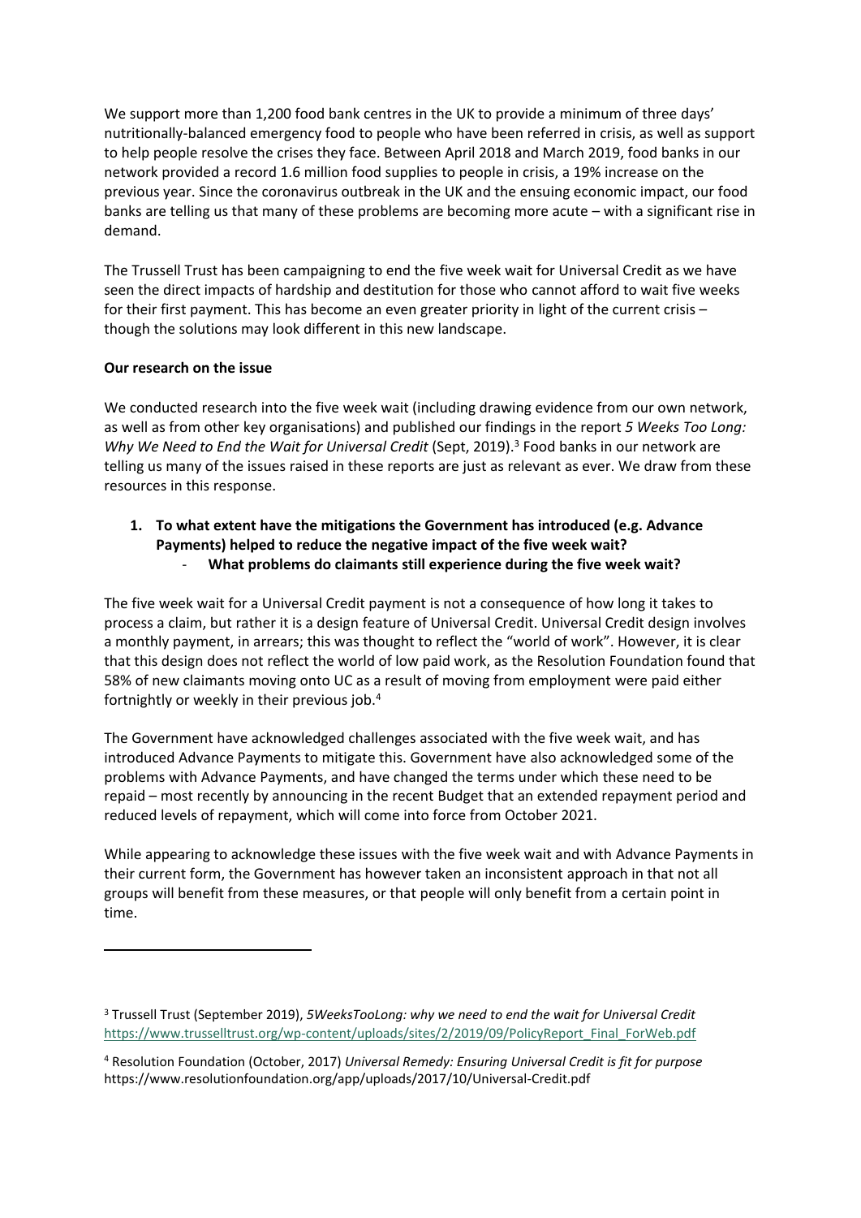We support more than 1,200 food bank centres in the UK to provide a minimum of three days' nutritionally-balanced emergency food to people who have been referred in crisis, as well as support to help people resolve the crises they face. Between April 2018 and March 2019, food banks in our network provided a record 1.6 million food supplies to people in crisis, a 19% increase on the previous year. Since the coronavirus outbreak in the UK and the ensuing economic impact, our food banks are telling us that many of these problems are becoming more acute – with a significant rise in demand.

The Trussell Trust has been campaigning to end the five week wait for Universal Credit as we have seen the direct impacts of hardship and destitution for those who cannot afford to wait five weeks for their first payment. This has become an even greater priority in light of the current crisis – though the solutions may look different in this new landscape.

**Our research on the issue**

We conducted research into the five week wait (including drawing evidence from our own network, as well as from other key organisations) and published our findings in the report *5 Weeks Too Long: Why We Need to End the Wait for Universal Credit* (Sept, 2019).[3] Food banks in our network are telling us many of the issues raised in these reports are just as relevant as ever. We draw from these resources in this response.

1. **To what extent have the mitigations the Government has introduced (e.g. Advance Payments) helped to reduce the negative impact of the five week wait?**
   - **What problems do claimants still experience during the five week wait?**

The five week wait for a Universal Credit payment is not a consequence of how long it takes to process a claim, but rather it is a design feature of Universal Credit. Universal Credit design involves a monthly payment, in arrears; this was thought to reflect the "world of work". However, it is clear that this design does not reflect the world of low paid work, as the Resolution Foundation found that 58% of new claimants moving onto UC as a result of moving from employment were paid either fortnightly or weekly in their previous job.[4]

The Government have acknowledged challenges associated with the five week wait, and has introduced Advance Payments to mitigate this. Government have also acknowledged some of the problems with Advance Payments, and have changed the terms under which these need to be repaid – most recently by announcing in the recent Budget that an extended repayment period and reduced levels of repayment, which will come into force from October 2021.

While appearing to acknowledge these issues with the five week wait and with Advance Payments in their current form, the Government has however taken an inconsistent approach in that not all groups will benefit from these measures, or that people will only benefit from a certain point in time.

---

[3] Trussell Trust (September 2019), *5WeeksTooLong: why we need to end the wait for Universal Credit* https://www.trusselltrust.org/wp-content/uploads/sites/2/2019/09/PolicyReport_Final_ForWeb.pdf

[4] Resolution Foundation (October, 2017) *Universal Remedy: Ensuring Universal Credit is fit for purpose* https://www.resolutionfoundation.org/app/uploads/2017/10/Universal-Credit.pdf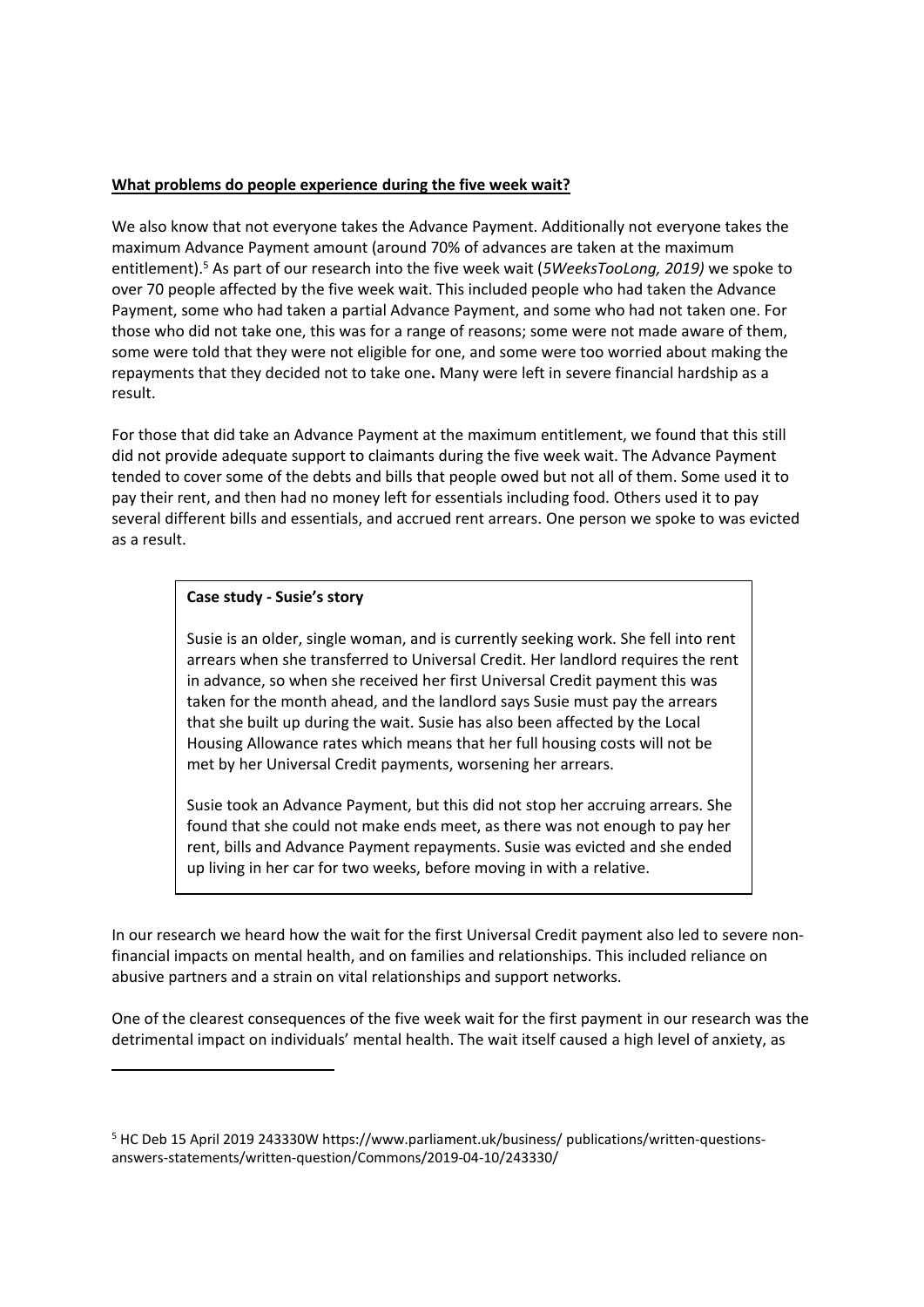**What problems do people experience during the five week wait?**

We also know that not everyone takes the Advance Payment. Additionally not everyone takes the maximum Advance Payment amount (around 70% of advances are taken at the maximum entitlement).[5] As part of our research into the five week wait (*5WeeksTooLong, 2019)* we spoke to over 70 people affected by the five week wait. This included people who had taken the Advance Payment, some who had taken a partial Advance Payment, and some who had not taken one. For those who did not take one, this was for a range of reasons; some were not made aware of them, some were told that they were not eligible for one, and some were too worried about making the repayments that they decided not to take one**.** Many were left in severe financial hardship as a result.

For those that did take an Advance Payment at the maximum entitlement, we found that this still did not provide adequate support to claimants during the five week wait. The Advance Payment tended to cover some of the debts and bills that people owed but not all of them. Some used it to pay their rent, and then had no money left for essentials including food. Others used it to pay several different bills and essentials, and accrued rent arrears. One person we spoke to was evicted as a result.

> **Case study - Susie's story**
>
> Susie is an older, single woman, and is currently seeking work. She fell into rent arrears when she transferred to Universal Credit. Her landlord requires the rent in advance, so when she received her first Universal Credit payment this was taken for the month ahead, and the landlord says Susie must pay the arrears that she built up during the wait. Susie has also been affected by the Local Housing Allowance rates which means that her full housing costs will not be met by her Universal Credit payments, worsening her arrears.
>
> Susie took an Advance Payment, but this did not stop her accruing arrears. She found that she could not make ends meet, as there was not enough to pay her rent, bills and Advance Payment repayments. Susie was evicted and she ended up living in her car for two weeks, before moving in with a relative.

In our research we heard how the wait for the first Universal Credit payment also led to severe non-financial impacts on mental health, and on families and relationships. This included reliance on abusive partners and a strain on vital relationships and support networks.

One of the clearest consequences of the five week wait for the first payment in our research was the detrimental impact on individuals' mental health. The wait itself caused a high level of anxiety, as

[5] HC Deb 15 April 2019 243330W https://www.parliament.uk/business/ publications/written-questions-answers-statements/written-question/Commons/2019-04-10/243330/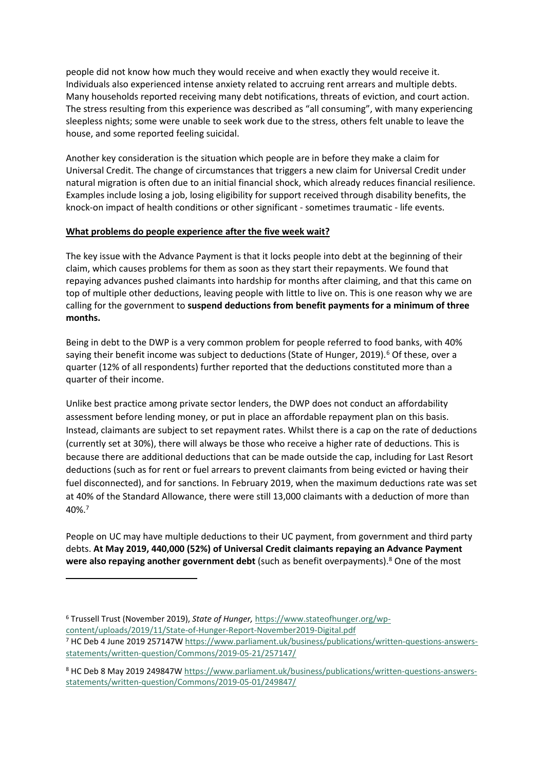people did not know how much they would receive and when exactly they would receive it. Individuals also experienced intense anxiety related to accruing rent arrears and multiple debts. Many households reported receiving many debt notifications, threats of eviction, and court action. The stress resulting from this experience was described as "all consuming", with many experiencing sleepless nights; some were unable to seek work due to the stress, others felt unable to leave the house, and some reported feeling suicidal.

Another key consideration is the situation which people are in before they make a claim for Universal Credit. The change of circumstances that triggers a new claim for Universal Credit under natural migration is often due to an initial financial shock, which already reduces financial resilience. Examples include losing a job, losing eligibility for support received through disability benefits, the knock-on impact of health conditions or other significant - sometimes traumatic - life events.

## What problems do people experience after the five week wait?

The key issue with the Advance Payment is that it locks people into debt at the beginning of their claim, which causes problems for them as soon as they start their repayments. We found that repaying advances pushed claimants into hardship for months after claiming, and that this came on top of multiple other deductions, leaving people with little to live on. This is one reason why we are calling for the government to **suspend deductions from benefit payments for a minimum of three months.**

Being in debt to the DWP is a very common problem for people referred to food banks, with 40% saying their benefit income was subject to deductions (State of Hunger, 2019).[6] Of these, over a quarter (12% of all respondents) further reported that the deductions constituted more than a quarter of their income.

Unlike best practice among private sector lenders, the DWP does not conduct an affordability assessment before lending money, or put in place an affordable repayment plan on this basis. Instead, claimants are subject to set repayment rates. Whilst there is a cap on the rate of deductions (currently set at 30%), there will always be those who receive a higher rate of deductions. This is because there are additional deductions that can be made outside the cap, including for Last Resort deductions (such as for rent or fuel arrears to prevent claimants from being evicted or having their fuel disconnected), and for sanctions. In February 2019, when the maximum deductions rate was set at 40% of the Standard Allowance, there were still 13,000 claimants with a deduction of more than 40%.[7]

People on UC may have multiple deductions to their UC payment, from government and third party debts. **At May 2019, 440,000 (52%) of Universal Credit claimants repaying an Advance Payment were also repaying another government debt** (such as benefit overpayments).[8] One of the most

---

[6] Trussell Trust (November 2019), *State of Hunger,* https://www.stateofhunger.org/wp-content/uploads/2019/11/State-of-Hunger-Report-November2019-Digital.pdf

[7] HC Deb 4 June 2019 257147W https://www.parliament.uk/business/publications/written-questions-answers-statements/written-question/Commons/2019-05-21/257147/

[8] HC Deb 8 May 2019 249847W https://www.parliament.uk/business/publications/written-questions-answers-statements/written-question/Commons/2019-05-01/249847/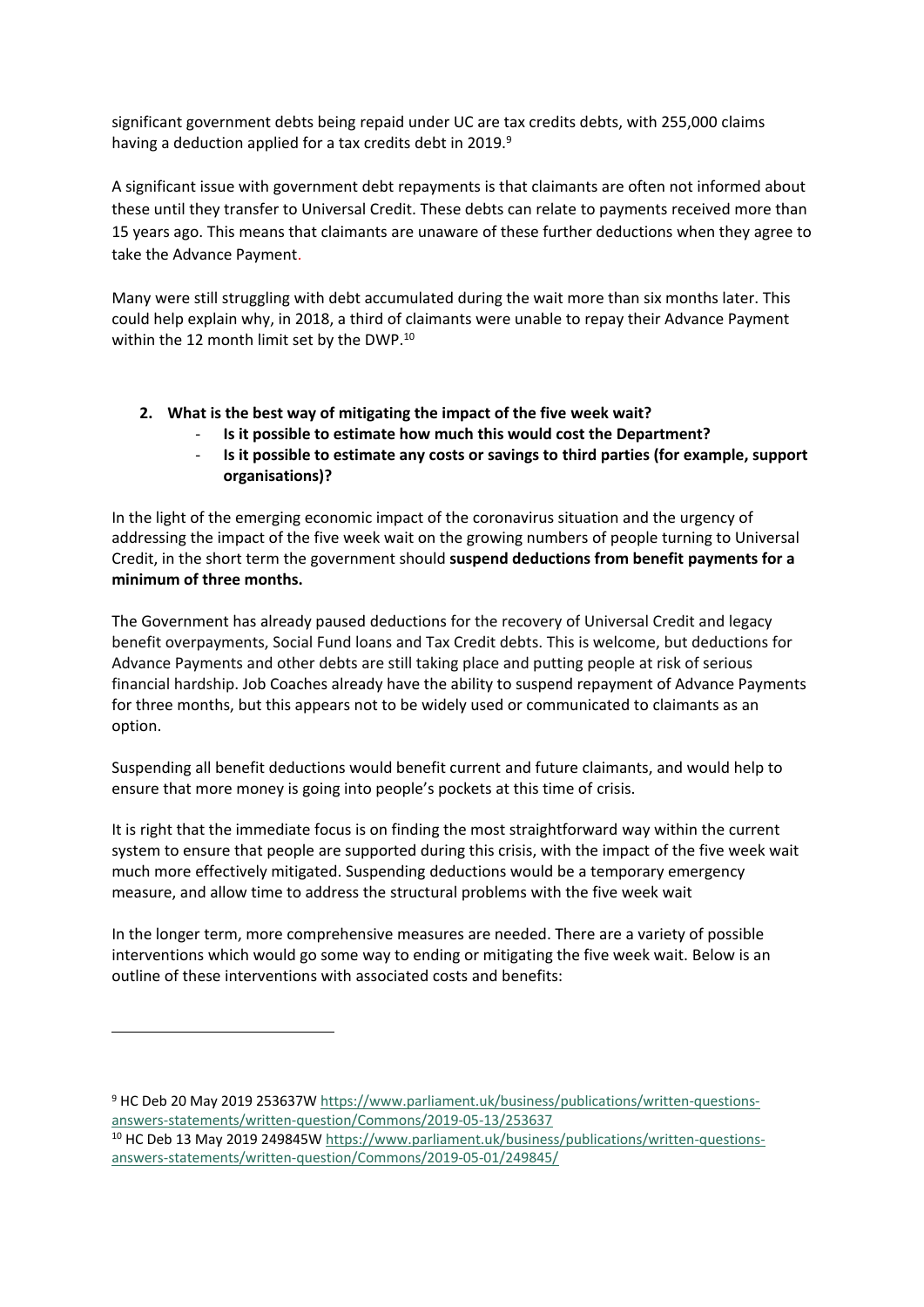significant government debts being repaid under UC are tax credits debts, with 255,000 claims having a deduction applied for a tax credits debt in 2019.[9]

A significant issue with government debt repayments is that claimants are often not informed about these until they transfer to Universal Credit. These debts can relate to payments received more than 15 years ago. This means that claimants are unaware of these further deductions when they agree to take the Advance Payment.

Many were still struggling with debt accumulated during the wait more than six months later. This could help explain why, in 2018, a third of claimants were unable to repay their Advance Payment within the 12 month limit set by the DWP.[10]

2. **What is the best way of mitigating the impact of the five week wait?**
   - **Is it possible to estimate how much this would cost the Department?**
   - **Is it possible to estimate any costs or savings to third parties (for example, support organisations)?**

In the light of the emerging economic impact of the coronavirus situation and the urgency of addressing the impact of the five week wait on the growing numbers of people turning to Universal Credit, in the short term the government should **suspend deductions from benefit payments for a minimum of three months.**

The Government has already paused deductions for the recovery of Universal Credit and legacy benefit overpayments, Social Fund loans and Tax Credit debts. This is welcome, but deductions for Advance Payments and other debts are still taking place and putting people at risk of serious financial hardship. Job Coaches already have the ability to suspend repayment of Advance Payments for three months, but this appears not to be widely used or communicated to claimants as an option.

Suspending all benefit deductions would benefit current and future claimants, and would help to ensure that more money is going into people's pockets at this time of crisis.

It is right that the immediate focus is on finding the most straightforward way within the current system to ensure that people are supported during this crisis, with the impact of the five week wait much more effectively mitigated. Suspending deductions would be a temporary emergency measure, and allow time to address the structural problems with the five week wait

In the longer term, more comprehensive measures are needed. There are a variety of possible interventions which would go some way to ending or mitigating the five week wait. Below is an outline of these interventions with associated costs and benefits:

---

[9] HC Deb 20 May 2019 253637W https://www.parliament.uk/business/publications/written-questions-answers-statements/written-question/Commons/2019-05-13/253637

[10] HC Deb 13 May 2019 249845W https://www.parliament.uk/business/publications/written-questions-answers-statements/written-question/Commons/2019-05-01/249845/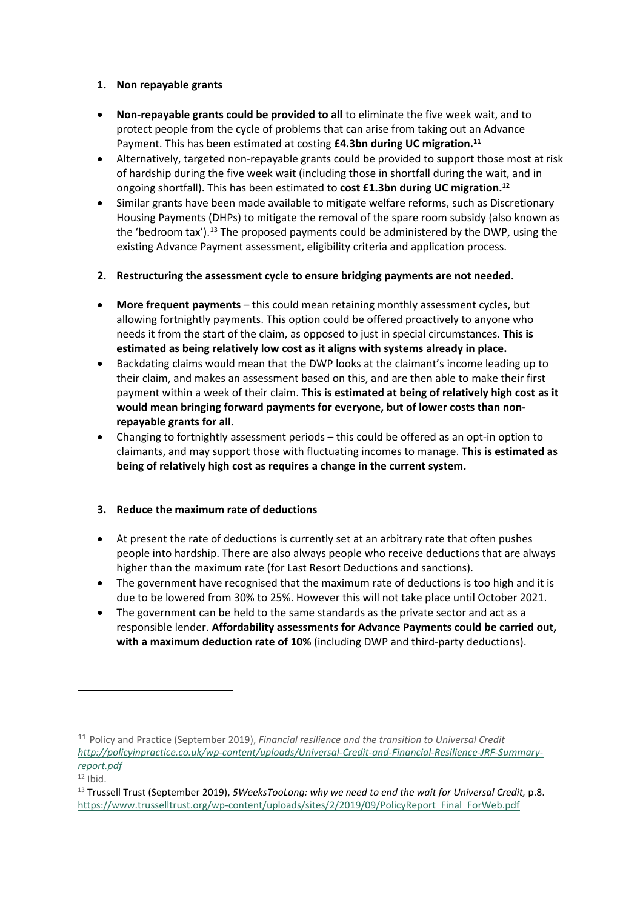1. **Non repayable grants**

- **Non-repayable grants could be provided to all** to eliminate the five week wait, and to protect people from the cycle of problems that can arise from taking out an Advance Payment. This has been estimated at costing **£4.3bn during UC migration.**[11]
- Alternatively, targeted non-repayable grants could be provided to support those most at risk of hardship during the five week wait (including those in shortfall during the wait, and in ongoing shortfall). This has been estimated to **cost £1.3bn during UC migration.**[12]
- Similar grants have been made available to mitigate welfare reforms, such as Discretionary Housing Payments (DHPs) to mitigate the removal of the spare room subsidy (also known as the 'bedroom tax').[13] The proposed payments could be administered by the DWP, using the existing Advance Payment assessment, eligibility criteria and application process.

2. **Restructuring the assessment cycle to ensure bridging payments are not needed.**

- **More frequent payments** – this could mean retaining monthly assessment cycles, but allowing fortnightly payments. This option could be offered proactively to anyone who needs it from the start of the claim, as opposed to just in special circumstances. **This is estimated as being relatively low cost as it aligns with systems already in place.**
- Backdating claims would mean that the DWP looks at the claimant's income leading up to their claim, and makes an assessment based on this, and are then able to make their first payment within a week of their claim. **This is estimated at being of relatively high cost as it would mean bringing forward payments for everyone, but of lower costs than non-repayable grants for all.**
- Changing to fortnightly assessment periods – this could be offered as an opt-in option to claimants, and may support those with fluctuating incomes to manage. **This is estimated as being of relatively high cost as requires a change in the current system.**

3. **Reduce the maximum rate of deductions**

- At present the rate of deductions is currently set at an arbitrary rate that often pushes people into hardship. There are also always people who receive deductions that are always higher than the maximum rate (for Last Resort Deductions and sanctions).
- The government have recognised that the maximum rate of deductions is too high and it is due to be lowered from 30% to 25%. However this will not take place until October 2021.
- The government can be held to the same standards as the private sector and act as a responsible lender. **Affordability assessments for Advance Payments could be carried out, with a maximum deduction rate of 10%** (including DWP and third-party deductions).

---

[11] Policy and Practice (September 2019), *Financial resilience and the transition to Universal Credit* *http://policyinpractice.co.uk/wp-content/uploads/Universal-Credit-and-Financial-Resilience-JRF-Summary-report.pdf*

[12] Ibid.

[13] Trussell Trust (September 2019), *5WeeksTooLong: why we need to end the wait for Universal Credit,* p.8. https://www.trusselltrust.org/wp-content/uploads/sites/2/2019/09/PolicyReport_Final_ForWeb.pdf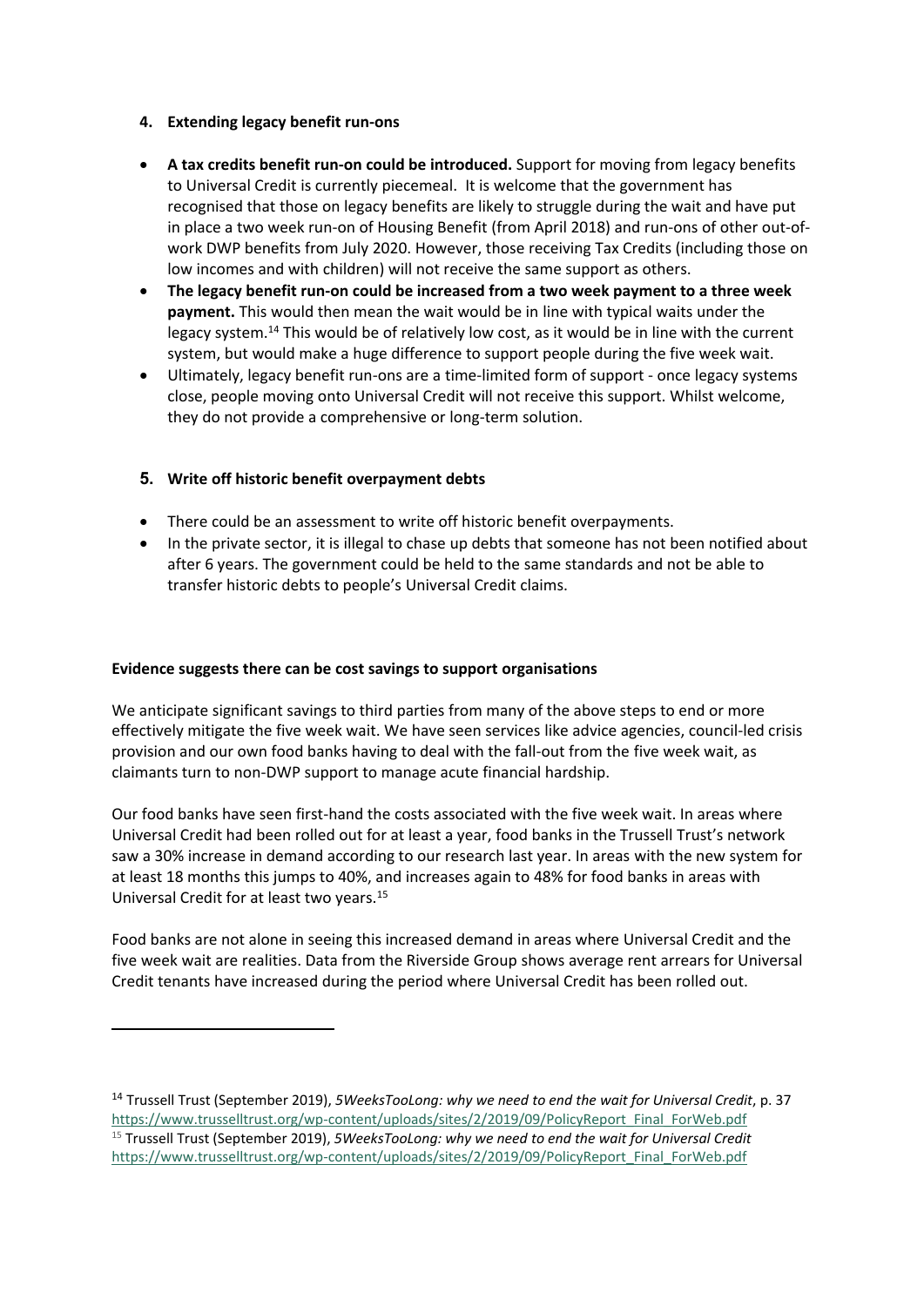4. **Extending legacy benefit run-ons**

- **A tax credits benefit run-on could be introduced.** Support for moving from legacy benefits to Universal Credit is currently piecemeal. It is welcome that the government has recognised that those on legacy benefits are likely to struggle during the wait and have put in place a two week run-on of Housing Benefit (from April 2018) and run-ons of other out-of-work DWP benefits from July 2020. However, those receiving Tax Credits (including those on low incomes and with children) will not receive the same support as others.
- **The legacy benefit run-on could be increased from a two week payment to a three week payment.** This would then mean the wait would be in line with typical waits under the legacy system.[14] This would be of relatively low cost, as it would be in line with the current system, but would make a huge difference to support people during the five week wait.
- Ultimately, legacy benefit run-ons are a time-limited form of support - once legacy systems close, people moving onto Universal Credit will not receive this support. Whilst welcome, they do not provide a comprehensive or long-term solution.

5. **Write off historic benefit overpayment debts**

- There could be an assessment to write off historic benefit overpayments.
- In the private sector, it is illegal to chase up debts that someone has not been notified about after 6 years. The government could be held to the same standards and not be able to transfer historic debts to people's Universal Credit claims.

**Evidence suggests there can be cost savings to support organisations**

We anticipate significant savings to third parties from many of the above steps to end or more effectively mitigate the five week wait. We have seen services like advice agencies, council-led crisis provision and our own food banks having to deal with the fall-out from the five week wait, as claimants turn to non-DWP support to manage acute financial hardship.

Our food banks have seen first-hand the costs associated with the five week wait. In areas where Universal Credit had been rolled out for at least a year, food banks in the Trussell Trust's network saw a 30% increase in demand according to our research last year. In areas with the new system for at least 18 months this jumps to 40%, and increases again to 48% for food banks in areas with Universal Credit for at least two years.[15]

Food banks are not alone in seeing this increased demand in areas where Universal Credit and the five week wait are realities. Data from the Riverside Group shows average rent arrears for Universal Credit tenants have increased during the period where Universal Credit has been rolled out.

---

[14] Trussell Trust (September 2019), *5WeeksTooLong: why we need to end the wait for Universal Credit*, p. 37 https://www.trusselltrust.org/wp-content/uploads/sites/2/2019/09/PolicyReport_Final_ForWeb.pdf

[15] Trussell Trust (September 2019), *5WeeksTooLong: why we need to end the wait for Universal Credit* https://www.trusselltrust.org/wp-content/uploads/sites/2/2019/09/PolicyReport_Final_ForWeb.pdf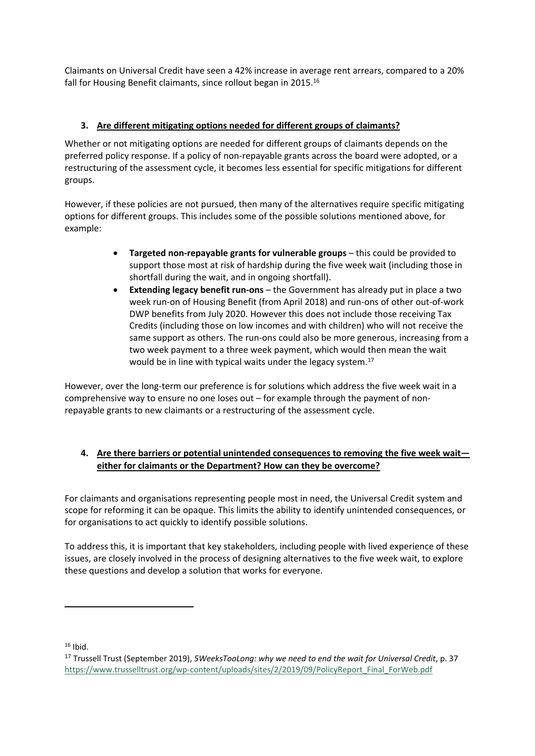Claimants on Universal Credit have seen a 42% increase in average rent arrears, compared to a 20% fall for Housing Benefit claimants, since rollout began in 2015.[16]

### 3. Are different mitigating options needed for different groups of claimants?

Whether or not mitigating options are needed for different groups of claimants depends on the preferred policy response. If a policy of non-repayable grants across the board were adopted, or a restructuring of the assessment cycle, it becomes less essential for specific mitigations for different groups.

However, if these policies are not pursued, then many of the alternatives require specific mitigating options for different groups. This includes some of the possible solutions mentioned above, for example:

- **Targeted non-repayable grants for vulnerable groups** – this could be provided to support those most at risk of hardship during the five week wait (including those in shortfall during the wait, and in ongoing shortfall).
- **Extending legacy benefit run-ons** – the Government has already put in place a two week run-on of Housing Benefit (from April 2018) and run-ons of other out-of-work DWP benefits from July 2020. However this does not include those receiving Tax Credits (including those on low incomes and with children) who will not receive the same support as others. The run-ons could also be more generous, increasing from a two week payment to a three week payment, which would then mean the wait would be in line with typical waits under the legacy system.[17]

However, over the long-term our preference is for solutions which address the five week wait in a comprehensive way to ensure no one loses out – for example through the payment of non-repayable grants to new claimants or a restructuring of the assessment cycle.

### 4. Are there barriers or potential unintended consequences to removing the five week wait—either for claimants or the Department? How can they be overcome?

For claimants and organisations representing people most in need, the Universal Credit system and scope for reforming it can be opaque. This limits the ability to identify unintended consequences, or for organisations to act quickly to identify possible solutions.

To address this, it is important that key stakeholders, including people with lived experience of these issues, are closely involved in the process of designing alternatives to the five week wait, to explore these questions and develop a solution that works for everyone.

---

[16] Ibid.

[17] Trussell Trust (September 2019), *5WeeksTooLong: why we need to end the wait for Universal Credit*, p. 37 https://www.trusselltrust.org/wp-content/uploads/sites/2/2019/09/PolicyReport_Final_ForWeb.pdf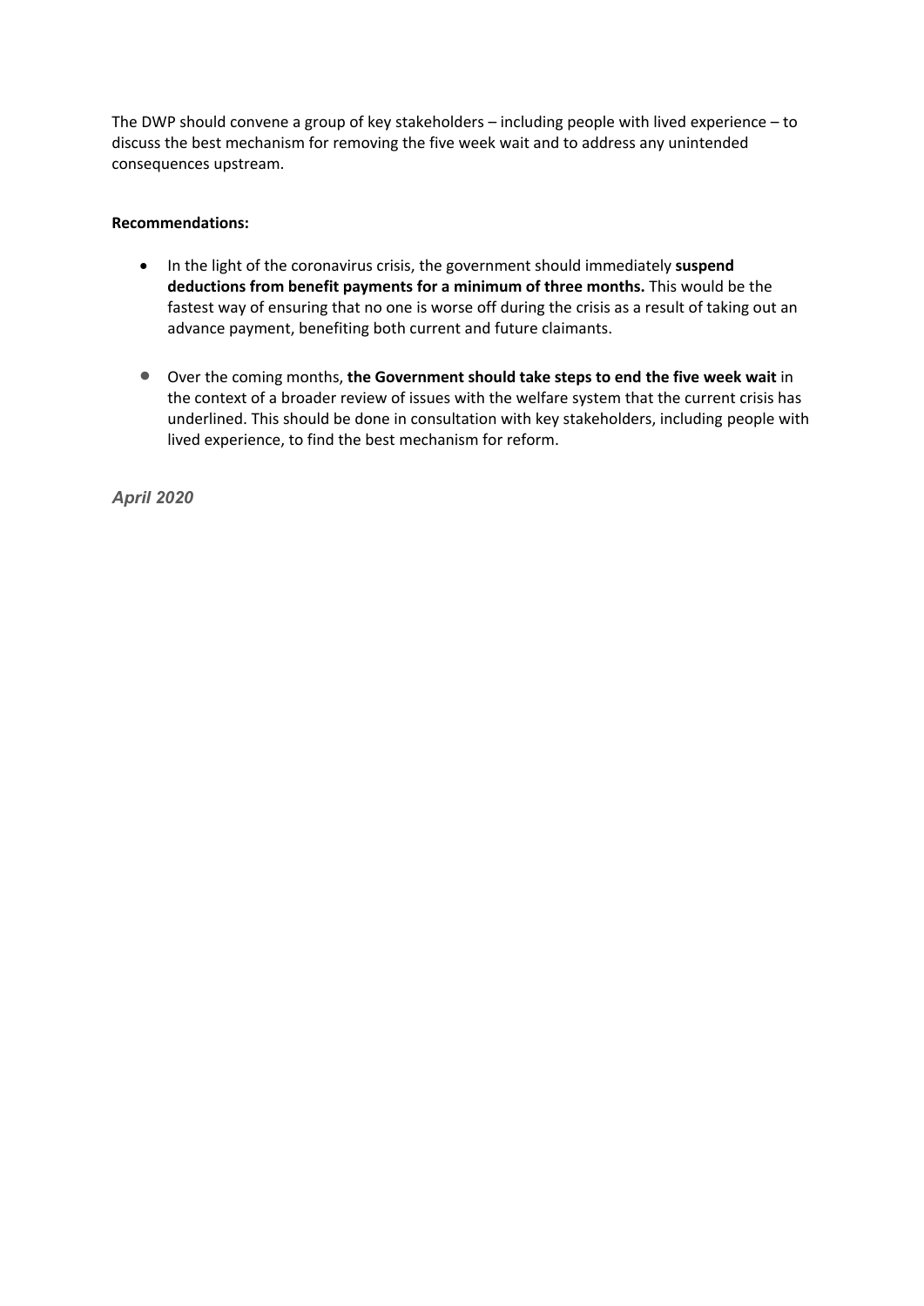The DWP should convene a group of key stakeholders – including people with lived experience – to discuss the best mechanism for removing the five week wait and to address any unintended consequences upstream.

**Recommendations:**

- In the light of the coronavirus crisis, the government should immediately **suspend deductions from benefit payments for a minimum of three months.** This would be the fastest way of ensuring that no one is worse off during the crisis as a result of taking out an advance payment, benefiting both current and future claimants.

- Over the coming months, **the Government should take steps to end the five week wait** in the context of a broader review of issues with the welfare system that the current crisis has underlined. This should be done in consultation with key stakeholders, including people with lived experience, to find the best mechanism for reform.

***April 2020***